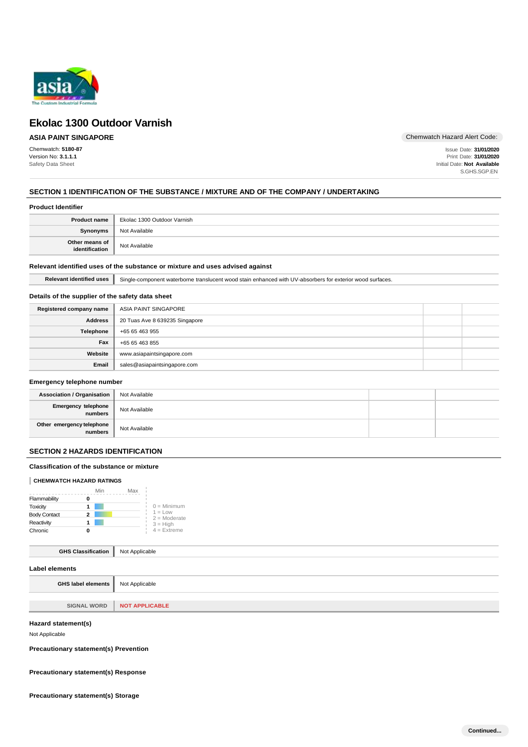# Ekolac 1300 Outdoor Varnish

**ASIA PAINT SINGAPORE**

Chemwatch Hazard Alert Code:

Chemwatch: **5180-87**
Version No: **3.1.1.1**
Safety Data Sheet

Issue Date: **31/01/2020**
Print Date: **31/01/2020**
Initial Date: **Not Available**
S.GHS.SGP.EN

## SECTION 1 IDENTIFICATION OF THE SUBSTANCE / MIXTURE AND OF THE COMPANY / UNDERTAKING

### Product Identifier

| | |
|---|---|
| **Product name** | Ekolac 1300 Outdoor Varnish |
| **Synonyms** | Not Available |
| **Other means of identification** | Not Available |

### Relevant identified uses of the substance or mixture and uses advised against

| | |
|---|---|
| **Relevant identified uses** | Single-component waterborne translucent wood stain enhanced with UV-absorbers for exterior wood surfaces. |

### Details of the supplier of the safety data sheet

| | | | |
|---|---|---|---|
| **Registered company name** | ASIA PAINT SINGAPORE | | |
| **Address** | 20 Tuas Ave 8 639235 Singapore | | |
| **Telephone** | +65 65 463 955 | | |
| **Fax** | +65 65 463 855 | | |
| **Website** | www.asiapaintsingapore.com | | |
| **Email** | sales@asiapaintsingapore.com | | |

### Emergency telephone number

| | | | |
|---|---|---|---|
| **Association / Organisation** | Not Available | | |
| **Emergency telephone numbers** | Not Available | | |
| **Other emergency telephone numbers** | Not Available | | |

## SECTION 2 HAZARDS IDENTIFICATION

### Classification of the substance or mixture

**CHEMWATCH HAZARD RATINGS**

| | Min / Max |
|---|---|
| Flammability | 0 |
| Toxicity | 1 |
| Body Contact | 2 |
| Reactivity | 1 |
| Chronic | 0 |

0 = Minimum
1 = Low
2 = Moderate
3 = High
4 = Extreme

| | |
|---|---|
| **GHS Classification** | Not Applicable |

### Label elements

| | |
|---|---|
| **GHS label elements** | Not Applicable |

| | |
|---|---|
| **SIGNAL WORD** | **NOT APPLICABLE** |

### Hazard statement(s)

Not Applicable

### Precautionary statement(s) Prevention

### Precautionary statement(s) Response

### Precautionary statement(s) Storage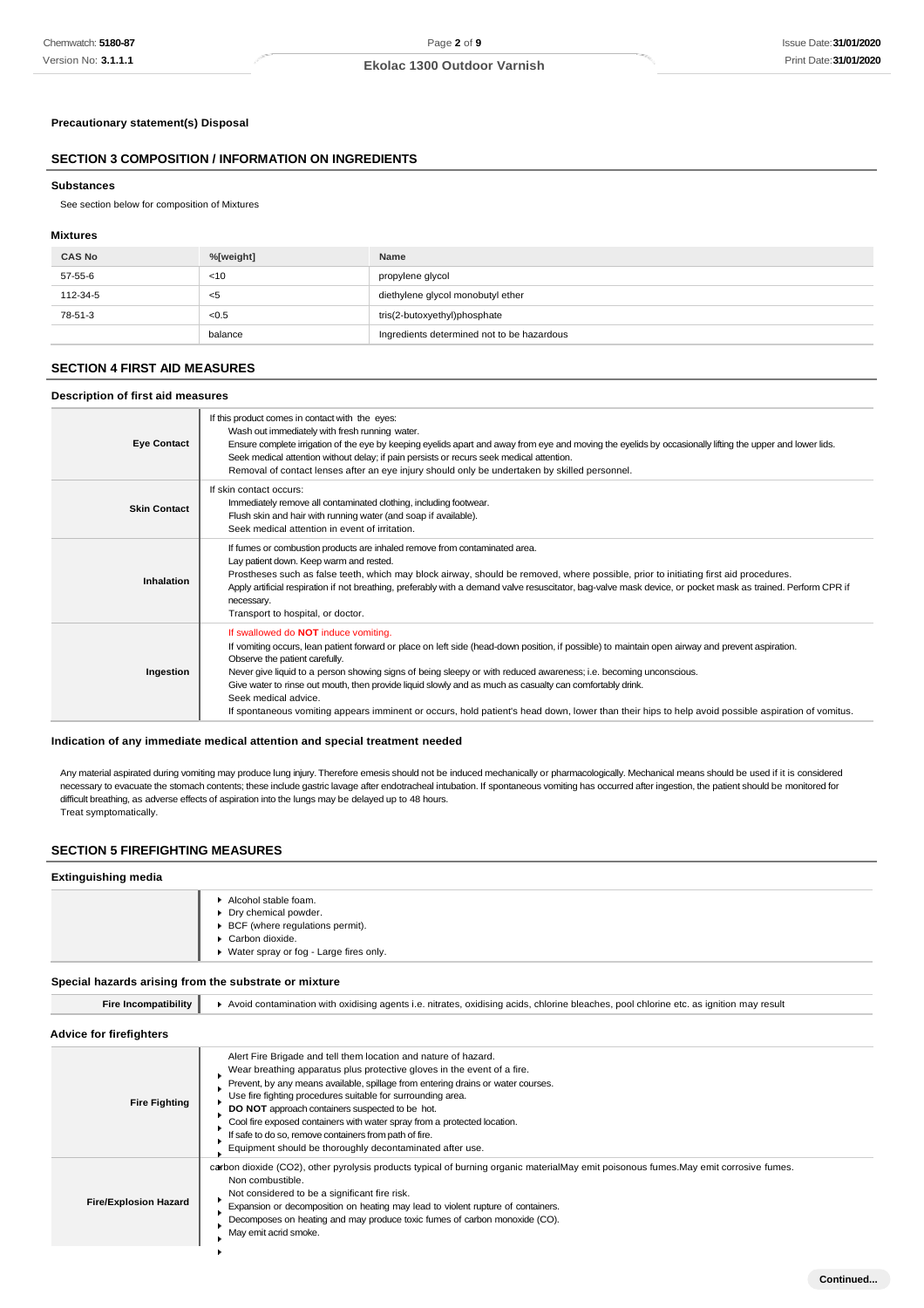**Precautionary statement(s) Disposal**

## SECTION 3 COMPOSITION / INFORMATION ON INGREDIENTS

### Substances

See section below for composition of Mixtures

### Mixtures

| CAS No | %[weight] | Name |
|---|---|---|
| 57-55-6 | <10 | propylene glycol |
| 112-34-5 | <5 | diethylene glycol monobutyl ether |
| 78-51-3 | <0.5 | tris(2-butoxyethyl)phosphate |
| | balance | Ingredients determined not to be hazardous |

## SECTION 4 FIRST AID MEASURES

### Description of first aid measures

| | |
|---|---|
| **Eye Contact** | If this product comes in contact with the eyes: Wash out immediately with fresh running water. Ensure complete irrigation of the eye by keeping eyelids apart and away from eye and moving the eyelids by occasionally lifting the upper and lower lids. Seek medical attention without delay; if pain persists or recurs seek medical attention. Removal of contact lenses after an eye injury should only be undertaken by skilled personnel. |
| **Skin Contact** | If skin contact occurs: Immediately remove all contaminated clothing, including footwear. Flush skin and hair with running water (and soap if available). Seek medical attention in event of irritation. |
| **Inhalation** | If fumes or combustion products are inhaled remove from contaminated area. Lay patient down. Keep warm and rested. Prostheses such as false teeth, which may block airway, should be removed, where possible, prior to initiating first aid procedures. Apply artificial respiration if not breathing, preferably with a demand valve resuscitator, bag-valve mask device, or pocket mask as trained. Perform CPR if necessary. Transport to hospital, or doctor. |
| **Ingestion** | If swallowed do **NOT** induce vomiting. If vomiting occurs, lean patient forward or place on left side (head-down position, if possible) to maintain open airway and prevent aspiration. Observe the patient carefully. Never give liquid to a person showing signs of being sleepy or with reduced awareness; i.e. becoming unconscious. Give water to rinse out mouth, then provide liquid slowly and as much as casualty can comfortably drink. Seek medical advice. If spontaneous vomiting appears imminent or occurs, hold patient's head down, lower than their hips to help avoid possible aspiration of vomitus. |

### Indication of any immediate medical attention and special treatment needed

Any material aspirated during vomiting may produce lung injury. Therefore emesis should not be induced mechanically or pharmacologically. Mechanical means should be used if it is considered necessary to evacuate the stomach contents; these include gastric lavage after endotracheal intubation. If spontaneous vomiting has occurred after ingestion, the patient should be monitored for difficult breathing, as adverse effects of aspiration into the lungs may be delayed up to 48 hours.
Treat symptomatically.

## SECTION 5 FIREFIGHTING MEASURES

### Extinguishing media

- Alcohol stable foam.
- Dry chemical powder.
- BCF (where regulations permit).
- Carbon dioxide.
- Water spray or fog - Large fires only.

### Special hazards arising from the substrate or mixture

| | |
|---|---|
| **Fire Incompatibility** | Avoid contamination with oxidising agents i.e. nitrates, oxidising acids, chlorine bleaches, pool chlorine etc. as ignition may result |

### Advice for firefighters

| | |
|---|---|
| **Fire Fighting** | Alert Fire Brigade and tell them location and nature of hazard. Wear breathing apparatus plus protective gloves in the event of a fire. Prevent, by any means available, spillage from entering drains or water courses. Use fire fighting procedures suitable for surrounding area. **DO NOT** approach containers suspected to be hot. Cool fire exposed containers with water spray from a protected location. If safe to do so, remove containers from path of fire. Equipment should be thoroughly decontaminated after use. |
| **Fire/Explosion Hazard** | carbon dioxide ($CO_2$), other pyrolysis products typical of burning organic materialMay emit poisonous fumes.May emit corrosive fumes. Non combustible. Not considered to be a significant fire risk. Expansion or decomposition on heating may lead to violent rupture of containers. Decomposes on heating and may produce toxic fumes of carbon monoxide (CO). May emit acrid smoke. |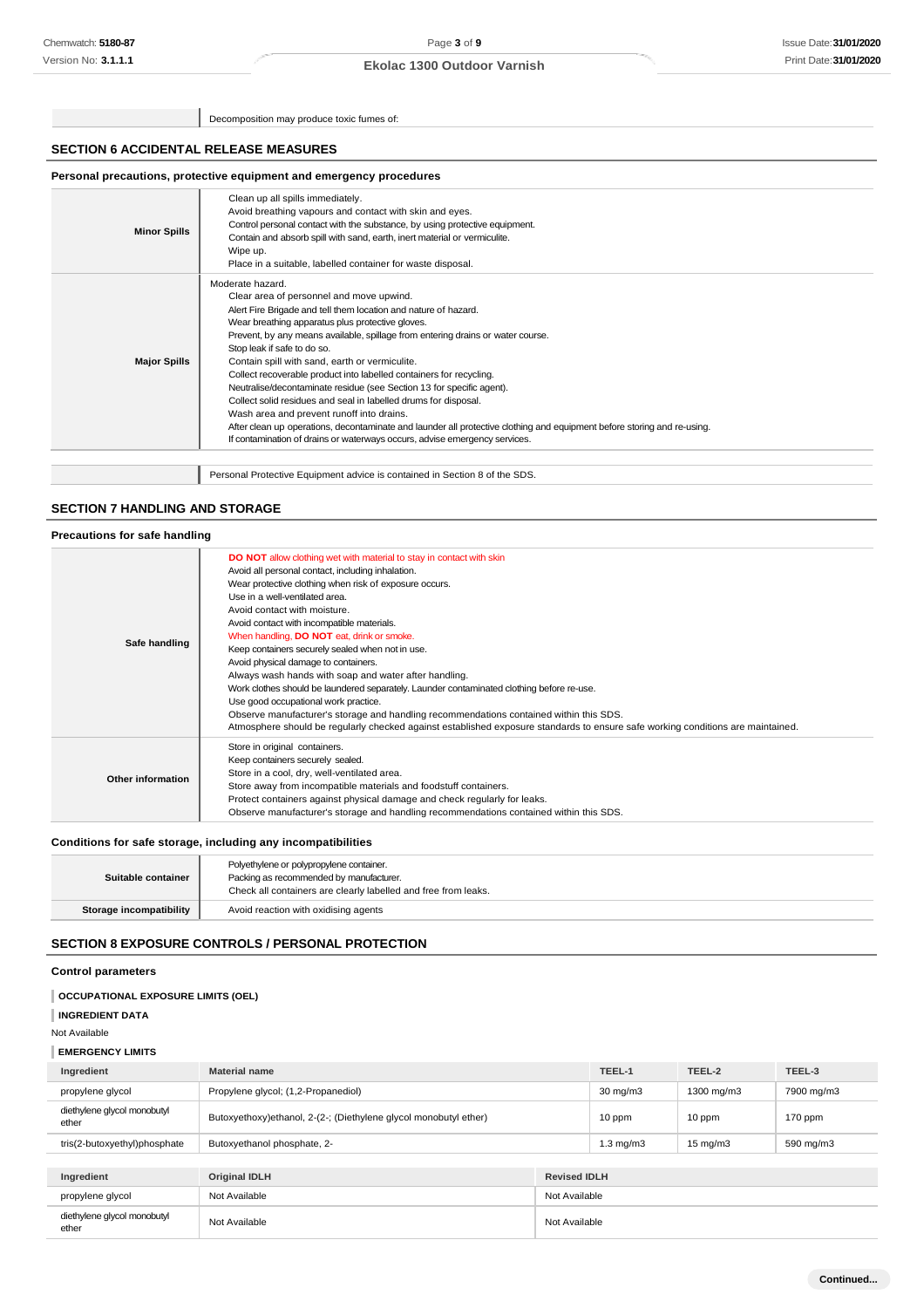| | |
|---|---|
| | Decomposition may produce toxic fumes of: |

## SECTION 6 ACCIDENTAL RELEASE MEASURES

### Personal precautions, protective equipment and emergency procedures

| | |
|---|---|
| **Minor Spills** | Clean up all spills immediately.<br>Avoid breathing vapours and contact with skin and eyes.<br>Control personal contact with the substance, by using protective equipment.<br>Contain and absorb spill with sand, earth, inert material or vermiculite.<br>Wipe up.<br>Place in a suitable, labelled container for waste disposal. |
| **Major Spills** | Moderate hazard.<br>Clear area of personnel and move upwind.<br>Alert Fire Brigade and tell them location and nature of hazard.<br>Wear breathing apparatus plus protective gloves.<br>Prevent, by any means available, spillage from entering drains or water course.<br>Stop leak if safe to do so.<br>Contain spill with sand, earth or vermiculite.<br>Collect recoverable product into labelled containers for recycling.<br>Neutralise/decontaminate residue (see Section 13 for specific agent).<br>Collect solid residues and seal in labelled drums for disposal.<br>Wash area and prevent runoff into drains.<br>After clean up operations, decontaminate and launder all protective clothing and equipment before storing and re-using.<br>If contamination of drains or waterways occurs, advise emergency services. |

| | |
|---|---|
| | Personal Protective Equipment advice is contained in Section 8 of the SDS. |

## SECTION 7 HANDLING AND STORAGE

### Precautions for safe handling

| | |
|---|---|
| **Safe handling** | **DO NOT** allow clothing wet with material to stay in contact with skin<br>Avoid all personal contact, including inhalation.<br>Wear protective clothing when risk of exposure occurs.<br>Use in a well-ventilated area.<br>Avoid contact with moisture.<br>Avoid contact with incompatible materials.<br>When handling, **DO NOT** eat, drink or smoke.<br>Keep containers securely sealed when not in use.<br>Avoid physical damage to containers.<br>Always wash hands with soap and water after handling.<br>Work clothes should be laundered separately. Launder contaminated clothing before re-use.<br>Use good occupational work practice.<br>Observe manufacturer's storage and handling recommendations contained within this SDS.<br>Atmosphere should be regularly checked against established exposure standards to ensure safe working conditions are maintained. |
| **Other information** | Store in original containers.<br>Keep containers securely sealed.<br>Store in a cool, dry, well-ventilated area.<br>Store away from incompatible materials and foodstuff containers.<br>Protect containers against physical damage and check regularly for leaks.<br>Observe manufacturer's storage and handling recommendations contained within this SDS. |

### Conditions for safe storage, including any incompatibilities

| | |
|---|---|
| **Suitable container** | Polyethylene or polypropylene container.<br>Packing as recommended by manufacturer.<br>Check all containers are clearly labelled and free from leaks. |
| **Storage incompatibility** | Avoid reaction with oxidising agents |

## SECTION 8 EXPOSURE CONTROLS / PERSONAL PROTECTION

### Control parameters

**OCCUPATIONAL EXPOSURE LIMITS (OEL)**

**INGREDIENT DATA**

Not Available

**EMERGENCY LIMITS**

| Ingredient | Material name | TEEL-1 | TEEL-2 | TEEL-3 |
|---|---|---|---|---|
| propylene glycol | Propylene glycol; (1,2-Propanediol) | 30 mg/m3 | 1300 mg/m3 | 7900 mg/m3 |
| diethylene glycol monobutyl ether | Butoxyethoxy)ethanol, 2-(2-; (Diethylene glycol monobutyl ether) | 10 ppm | 10 ppm | 170 ppm |
| tris(2-butoxyethyl)phosphate | Butoxyethanol phosphate, 2- | 1.3 mg/m3 | 15 mg/m3 | 590 mg/m3 |

| Ingredient | Original IDLH | Revised IDLH |
|---|---|---|
| propylene glycol | Not Available | Not Available |
| diethylene glycol monobutyl ether | Not Available | Not Available |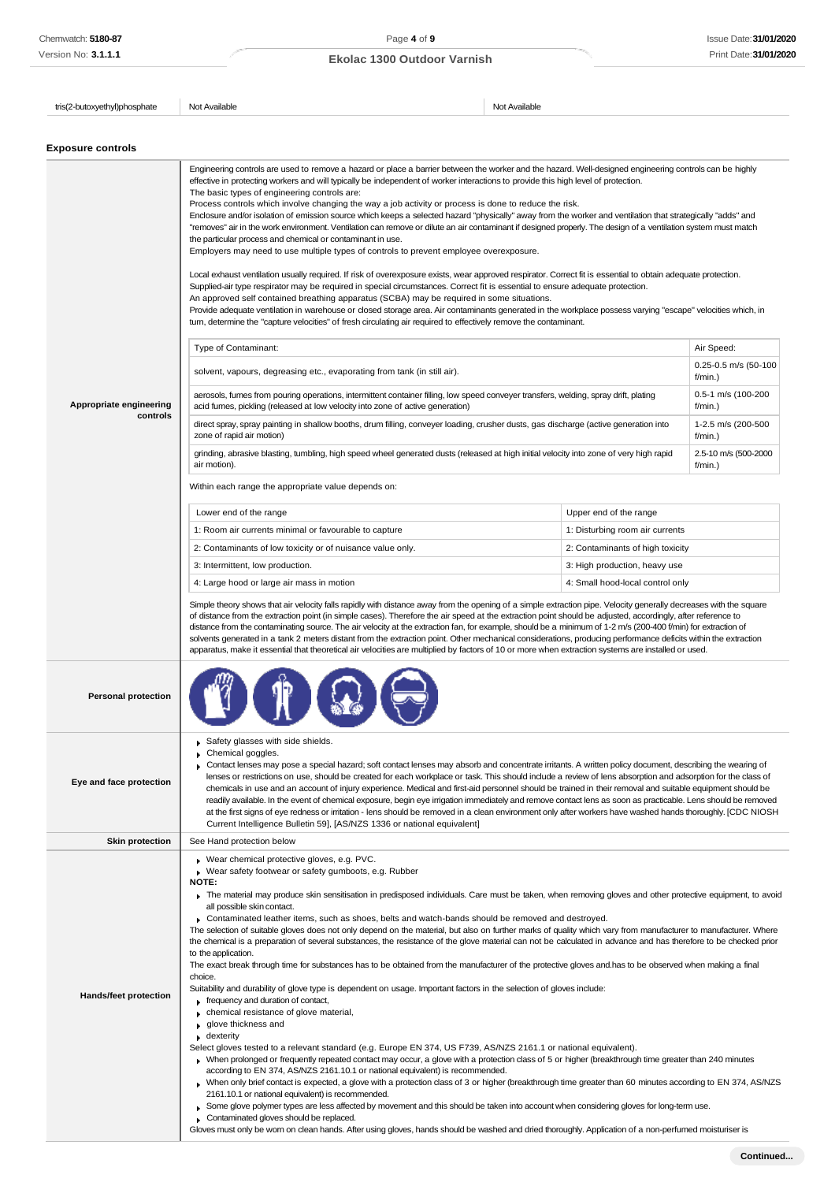| tris(2-butoxyethyl)phosphate | Not Available | Not Available |
|---|---|---|

### Exposure controls

**Appropriate engineering controls**

Engineering controls are used to remove a hazard or place a barrier between the worker and the hazard. Well-designed engineering controls can be highly effective in protecting workers and will typically be independent of worker interactions to provide this high level of protection.
The basic types of engineering controls are:
Process controls which involve changing the way a job activity or process is done to reduce the risk.
Enclosure and/or isolation of emission source which keeps a selected hazard "physically" away from the worker and ventilation that strategically "adds" and "removes" air in the work environment. Ventilation can remove or dilute an air contaminant if designed properly. The design of a ventilation system must match the particular process and chemical or contaminant in use.
Employers may need to use multiple types of controls to prevent employee overexposure.

Local exhaust ventilation usually required. If risk of overexposure exists, wear approved respirator. Correct fit is essential to obtain adequate protection.
Supplied-air type respirator may be required in special circumstances. Correct fit is essential to ensure adequate protection.
An approved self contained breathing apparatus (SCBA) may be required in some situations.
Provide adequate ventilation in warehouse or closed storage area. Air contaminants generated in the workplace possess varying "escape" velocities which, in turn, determine the "capture velocities" of fresh circulating air required to effectively remove the contaminant.

| Type of Contaminant: | Air Speed: |
|---|---|
| solvent, vapours, degreasing etc., evaporating from tank (in still air). | 0.25-0.5 m/s (50-100 f/min.) |
| aerosols, fumes from pouring operations, intermittent container filling, low speed conveyer transfers, welding, spray drift, plating acid fumes, pickling (released at low velocity into zone of active generation) | 0.5-1 m/s (100-200 f/min.) |
| direct spray, spray painting in shallow booths, drum filling, conveyer loading, crusher dusts, gas discharge (active generation into zone of rapid air motion) | 1-2.5 m/s (200-500 f/min.) |
| grinding, abrasive blasting, tumbling, high speed wheel generated dusts (released at high initial velocity into zone of very high rapid air motion). | 2.5-10 m/s (500-2000 f/min.) |

Within each range the appropriate value depends on:

| Lower end of the range | Upper end of the range |
|---|---|
| 1: Room air currents minimal or favourable to capture | 1: Disturbing room air currents |
| 2: Contaminants of low toxicity or of nuisance value only. | 2: Contaminants of high toxicity |
| 3: Intermittent, low production. | 3: High production, heavy use |
| 4: Large hood or large air mass in motion | 4: Small hood-local control only |

Simple theory shows that air velocity falls rapidly with distance away from the opening of a simple extraction pipe. Velocity generally decreases with the square of distance from the extraction point (in simple cases). Therefore the air speed at the extraction point should be adjusted, accordingly, after reference to distance from the contaminating source. The air velocity at the extraction fan, for example, should be a minimum of 1-2 m/s (200-400 f/min) for extraction of solvents generated in a tank 2 meters distant from the extraction point. Other mechanical considerations, producing performance deficits within the extraction apparatus, make it essential that theoretical air velocities are multiplied by factors of 10 or more when extraction systems are installed or used.

**Personal protection**

**Eye and face protection**

- Safety glasses with side shields.
- Chemical goggles.
- Contact lenses may pose a special hazard; soft contact lenses may absorb and concentrate irritants. A written policy document, describing the wearing of lenses or restrictions on use, should be created for each workplace or task. This should include a review of lens absorption and adsorption for the class of chemicals in use and an account of injury experience. Medical and first-aid personnel should be trained in their removal and suitable equipment should be readily available. In the event of chemical exposure, begin eye irrigation immediately and remove contact lens as soon as practicable. Lens should be removed at the first signs of eye redness or irritation - lens should be removed in a clean environment only after workers have washed hands thoroughly. [CDC NIOSH Current Intelligence Bulletin 59], [AS/NZS 1336 or national equivalent]

**Skin protection**

See Hand protection below

**Hands/feet protection**

- Wear chemical protective gloves, e.g. PVC.
- Wear safety footwear or safety gumboots, e.g. Rubber

**NOTE:**

- The material may produce skin sensitisation in predisposed individuals. Care must be taken, when removing gloves and other protective equipment, to avoid all possible skin contact.
- Contaminated leather items, such as shoes, belts and watch-bands should be removed and destroyed.

The selection of suitable gloves does not only depend on the material, but also on further marks of quality which vary from manufacturer to manufacturer. Where the chemical is a preparation of several substances, the resistance of the glove material can not be calculated in advance and has therefore to be checked prior to the application.
The exact break through time for substances has to be obtained from the manufacturer of the protective gloves and.has to be observed when making a final choice.
Suitability and durability of glove type is dependent on usage. Important factors in the selection of gloves include:

- frequency and duration of contact,
- chemical resistance of glove material,
- glove thickness and
- dexterity

Select gloves tested to a relevant standard (e.g. Europe EN 374, US F739, AS/NZS 2161.1 or national equivalent).

- When prolonged or frequently repeated contact may occur, a glove with a protection class of 5 or higher (breakthrough time greater than 240 minutes according to EN 374, AS/NZS 2161.10.1 or national equivalent) is recommended.
- When only brief contact is expected, a glove with a protection class of 3 or higher (breakthrough time greater than 60 minutes according to EN 374, AS/NZS 2161.10.1 or national equivalent) is recommended.
- Some glove polymer types are less affected by movement and this should be taken into account when considering gloves for long-term use.
- Contaminated gloves should be replaced.

Gloves must only be worn on clean hands. After using gloves, hands should be washed and dried thoroughly. Application of a non-perfumed moisturiser is

**Continued...**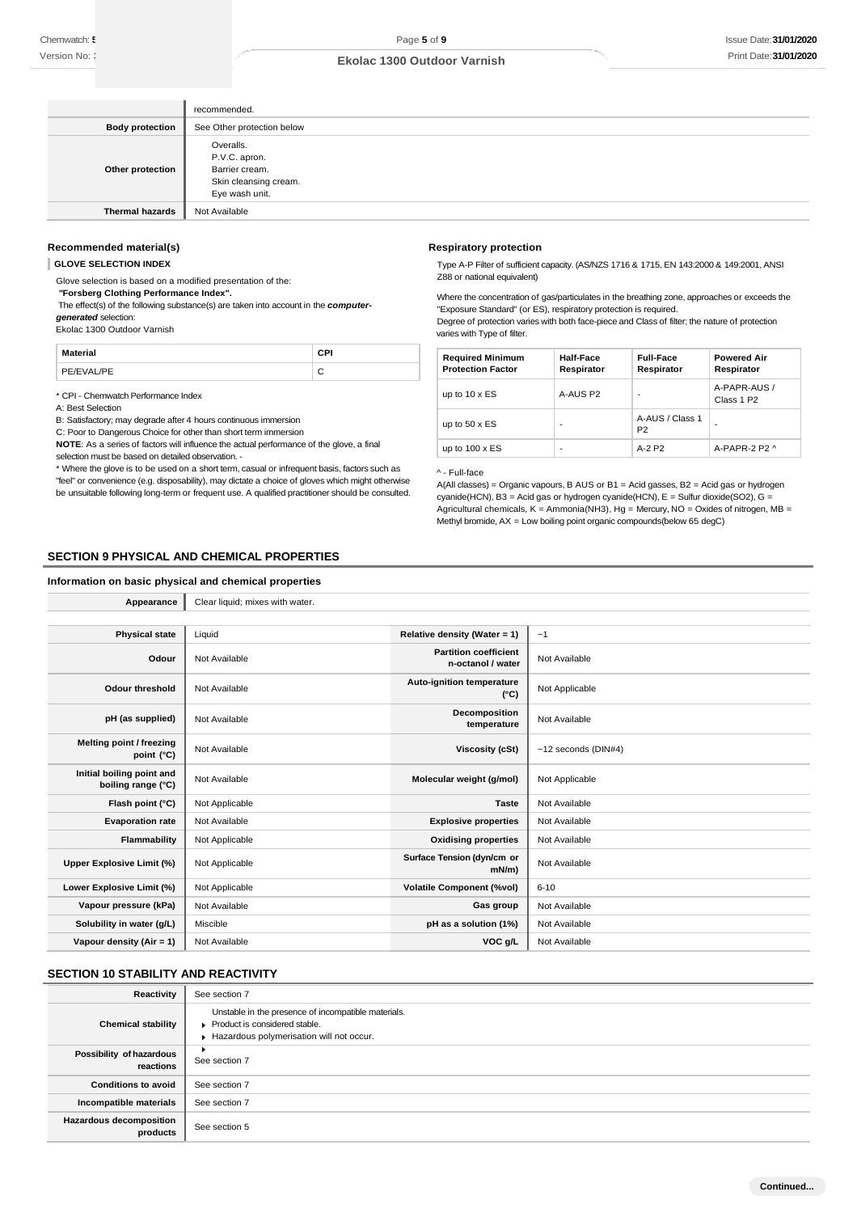| | |
|---|---|
| | recommended. |
| **Body protection** | See Other protection below |
| **Other protection** | Overalls.<br>P.V.C. apron.<br>Barrier cream.<br>Skin cleansing cream.<br>Eye wash unit. |
| **Thermal hazards** | Not Available |

### Recommended material(s)

**GLOVE SELECTION INDEX**

Glove selection is based on a modified presentation of the:

***"Forsberg Clothing Performance Index".***

The effect(s) of the following substance(s) are taken into account in the ***computer-generated*** selection:

Ekolac 1300 Outdoor Varnish

| Material | CPI |
|---|---|
| PE/EVAL/PE | C |

\* CPI - Chemwatch Performance Index

A: Best Selection

B: Satisfactory; may degrade after 4 hours continuous immersion

C: Poor to Dangerous Choice for other than short term immersion

**NOTE**: As a series of factors will influence the actual performance of the glove, a final selection must be based on detailed observation. -

\* Where the glove is to be used on a short term, casual or infrequent basis, factors such as "feel" or convenience (e.g. disposability), may dictate a choice of gloves which might otherwise be unsuitable following long-term or frequent use. A qualified practitioner should be consulted.

### Respiratory protection

Type A-P Filter of sufficient capacity. (AS/NZS 1716 & 1715, EN 143:2000 & 149:2001, ANSI Z88 or national equivalent)

Where the concentration of gas/particulates in the breathing zone, approaches or exceeds the "Exposure Standard" (or ES), respiratory protection is required.

Degree of protection varies with both face-piece and Class of filter; the nature of protection varies with Type of filter.

| Required Minimum Protection Factor | Half-Face Respirator | Full-Face Respirator | Powered Air Respirator |
|---|---|---|---|
| up to 10 x ES | A-AUS P2 | - | A-PAPR-AUS / Class 1 P2 |
| up to 50 x ES | - | A-AUS / Class 1 P2 | - |
| up to 100 x ES | - | A-2 P2 | A-PAPR-2 P2 ^ |

^ - Full-face

A(All classes) = Organic vapours, B AUS or B1 = Acid gasses, B2 = Acid gas or hydrogen cyanide(HCN), B3 = Acid gas or hydrogen cyanide(HCN), E = Sulfur dioxide($SO_2$), G = Agricultural chemicals, K = Ammonia($NH_3$), Hg = Mercury, NO = Oxides of nitrogen, MB = Methyl bromide, AX = Low boiling point organic compounds(below 65 degC)

## SECTION 9 PHYSICAL AND CHEMICAL PROPERTIES

### Information on basic physical and chemical properties

| | |
|---|---|
| **Appearance** | Clear liquid; mixes with water. |

| | | | |
|---|---|---|---|
| **Physical state** | Liquid | **Relative density (Water = 1)** | ~1 |
| **Odour** | Not Available | **Partition coefficient n-octanol / water** | Not Available |
| **Odour threshold** | Not Available | **Auto-ignition temperature (°C)** | Not Applicable |
| **pH (as supplied)** | Not Available | **Decomposition temperature** | Not Available |
| **Melting point / freezing point (°C)** | Not Available | **Viscosity (cSt)** | ~12 seconds (DIN#4) |
| **Initial boiling point and boiling range (°C)** | Not Available | **Molecular weight (g/mol)** | Not Applicable |
| **Flash point (°C)** | Not Applicable | **Taste** | Not Available |
| **Evaporation rate** | Not Available | **Explosive properties** | Not Available |
| **Flammability** | Not Applicable | **Oxidising properties** | Not Available |
| **Upper Explosive Limit (%)** | Not Applicable | **Surface Tension (dyn/cm or mN/m)** | Not Available |
| **Lower Explosive Limit (%)** | Not Applicable | **Volatile Component (%vol)** | 6-10 |
| **Vapour pressure (kPa)** | Not Available | **Gas group** | Not Available |
| **Solubility in water (g/L)** | Miscible | **pH as a solution (1%)** | Not Available |
| **Vapour density (Air = 1)** | Not Available | **VOC g/L** | Not Available |

## SECTION 10 STABILITY AND REACTIVITY

| | |
|---|---|
| **Reactivity** | See section 7 |
| **Chemical stability** | Unstable in the presence of incompatible materials.<br>▸ Product is considered stable.<br>▸ Hazardous polymerisation will not occur. |
| **Possibility of hazardous reactions** | ▸<br>See section 7 |
| **Conditions to avoid** | See section 7 |
| **Incompatible materials** | See section 7 |
| **Hazardous decomposition products** | See section 5 |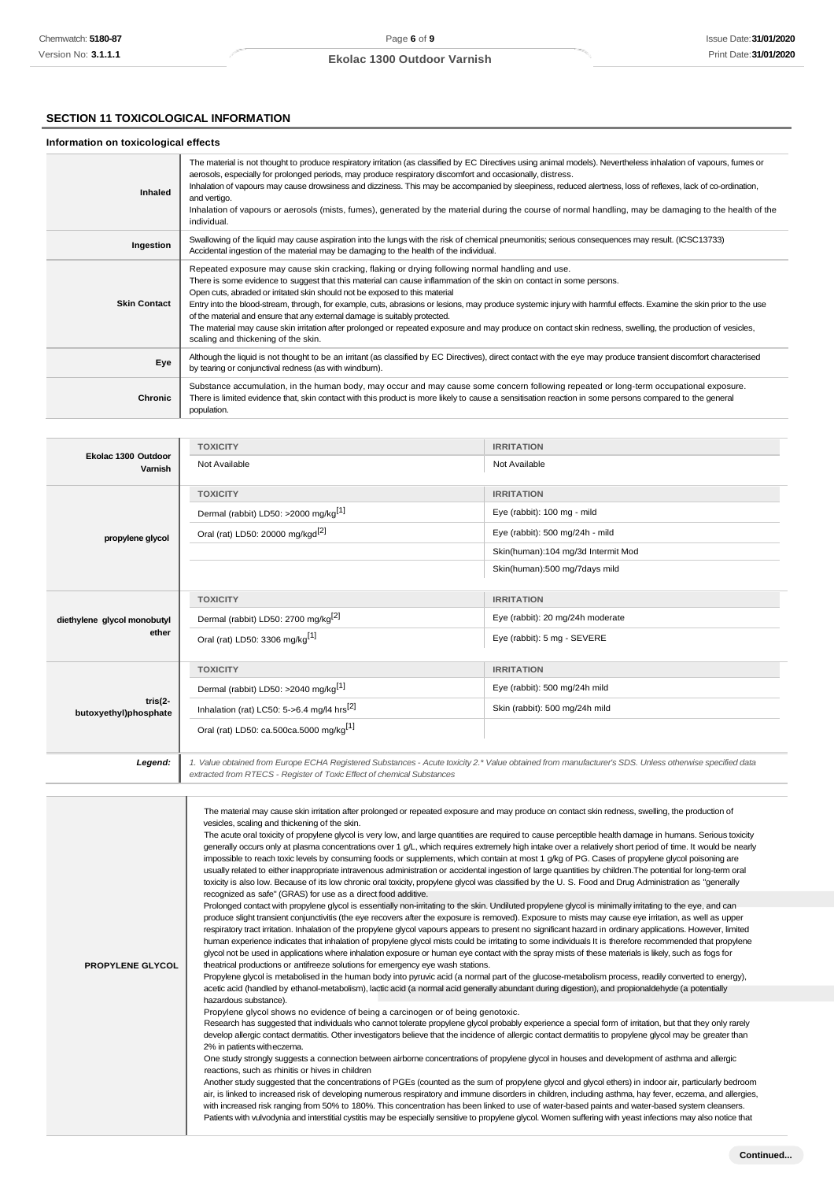## SECTION 11 TOXICOLOGICAL INFORMATION

### Information on toxicological effects

| | |
|---|---|
| **Inhaled** | The material is not thought to produce respiratory irritation (as classified by EC Directives using animal models). Nevertheless inhalation of vapours, fumes or aerosols, especially for prolonged periods, may produce respiratory discomfort and occasionally, distress.<br>Inhalation of vapours may cause drowsiness and dizziness. This may be accompanied by sleepiness, reduced alertness, loss of reflexes, lack of co-ordination, and vertigo.<br>Inhalation of vapours or aerosols (mists, fumes), generated by the material during the course of normal handling, may be damaging to the health of the individual. |
| **Ingestion** | Swallowing of the liquid may cause aspiration into the lungs with the risk of chemical pneumonitis; serious consequences may result. (ICSC13733)<br>Accidental ingestion of the material may be damaging to the health of the individual. |
| **Skin Contact** | Repeated exposure may cause skin cracking, flaking or drying following normal handling and use.<br>There is some evidence to suggest that this material can cause inflammation of the skin on contact in some persons.<br>Open cuts, abraded or irritated skin should not be exposed to this material<br>Entry into the blood-stream, through, for example, cuts, abrasions or lesions, may produce systemic injury with harmful effects. Examine the skin prior to the use of the material and ensure that any external damage is suitably protected.<br>The material may cause skin irritation after prolonged or repeated exposure and may produce on contact skin redness, swelling, the production of vesicles, scaling and thickening of the skin. |
| **Eye** | Although the liquid is not thought to be an irritant (as classified by EC Directives), direct contact with the eye may produce transient discomfort characterised by tearing or conjunctival redness (as with windburn). |
| **Chronic** | Substance accumulation, in the human body, may occur and may cause some concern following repeated or long-term occupational exposure.<br>There is limited evidence that, skin contact with this product is more likely to cause a sensitisation reaction in some persons compared to the general population. |

| | TOXICITY | IRRITATION |
|---|---|---|
| **Ekolac 1300 Outdoor Varnish** | Not Available | Not Available |
| **propylene glycol** | Dermal (rabbit) LD50: >2000 mg/kg[1] | Eye (rabbit): 100 mg - mild |
| | Oral (rat) LD50: 20000 mg/kgd[2] | Eye (rabbit): 500 mg/24h - mild |
| | | Skin(human):104 mg/3d Intermit Mod |
| | | Skin(human):500 mg/7days mild |
| **diethylene glycol monobutyl ether** | Dermal (rabbit) LD50: 2700 mg/kg[2] | Eye (rabbit): 20 mg/24h moderate |
| | Oral (rat) LD50: 3306 mg/kg[1] | Eye (rabbit): 5 mg - SEVERE |
| **tris(2-butoxyethyl)phosphate** | Dermal (rabbit) LD50: >2040 mg/kg[1] | Eye (rabbit): 500 mg/24h mild |
| | Inhalation (rat) LC50: 5->6.4 mg/l4 hrs[2] | Skin (rabbit): 500 mg/24h mild |
| | Oral (rat) LD50: ca.500ca.5000 mg/kg[1] | |
| ***Legend:*** | *1. Value obtained from Europe ECHA Registered Substances - Acute toxicity 2.\* Value obtained from manufacturer's SDS. Unless otherwise specified data extracted from RTECS - Register of Toxic Effect of chemical Substances* | |

| | |
|---|---|
| **PROPYLENE GLYCOL** | The material may cause skin irritation after prolonged or repeated exposure and may produce on contact skin redness, swelling, the production of vesicles, scaling and thickening of the skin.<br>The acute oral toxicity of propylene glycol is very low, and large quantities are required to cause perceptible health damage in humans. Serious toxicity generally occurs only at plasma concentrations over 1 g/L, which requires extremely high intake over a relatively short period of time. It would be nearly impossible to reach toxic levels by consuming foods or supplements, which contain at most 1 g/kg of PG. Cases of propylene glycol poisoning are usually related to either inappropriate intravenous administration or accidental ingestion of large quantities by children.The potential for long-term oral toxicity is also low. Because of its low chronic oral toxicity, propylene glycol was classified by the U. S. Food and Drug Administration as "generally recognized as safe" (GRAS) for use as a direct food additive.<br>Prolonged contact with propylene glycol is essentially non-irritating to the skin. Undiluted propylene glycol is minimally irritating to the eye, and can produce slight transient conjunctivitis (the eye recovers after the exposure is removed). Exposure to mists may cause eye irritation, as well as upper respiratory tract irritation. Inhalation of the propylene glycol vapours appears to present no significant hazard in ordinary applications. However, limited human experience indicates that inhalation of propylene glycol mists could be irritating to some individuals It is therefore recommended that propylene glycol not be used in applications where inhalation exposure or human eye contact with the spray mists of these materials is likely, such as fogs for theatrical productions or antifreeze solutions for emergency eye wash stations.<br>Propylene glycol is metabolised in the human body into pyruvic acid (a normal part of the glucose-metabolism process, readily converted to energy), acetic acid (handled by ethanol-metabolism), lactic acid (a normal acid generally abundant during digestion), and propionaldehyde (a potentially hazardous substance).<br>Propylene glycol shows no evidence of being a carcinogen or of being genotoxic.<br>Research has suggested that individuals who cannot tolerate propylene glycol probably experience a special form of irritation, but that they only rarely develop allergic contact dermatitis. Other investigators believe that the incidence of allergic contact dermatitis to propylene glycol may be greater than 2% in patients witheczema.<br>One study strongly suggests a connection between airborne concentrations of propylene glycol in houses and development of asthma and allergic reactions, such as rhinitis or hives in children<br>Another study suggested that the concentrations of PGEs (counted as the sum of propylene glycol and glycol ethers) in indoor air, particularly bedroom air, is linked to increased risk of developing numerous respiratory and immune disorders in children, including asthma, hay fever, eczema, and allergies, with increased risk ranging from 50% to 180%. This concentration has been linked to use of water-based paints and water-based system cleansers.<br>Patients with vulvodynia and interstitial cystitis may be especially sensitive to propylene glycol. Women suffering with yeast infections may also notice that |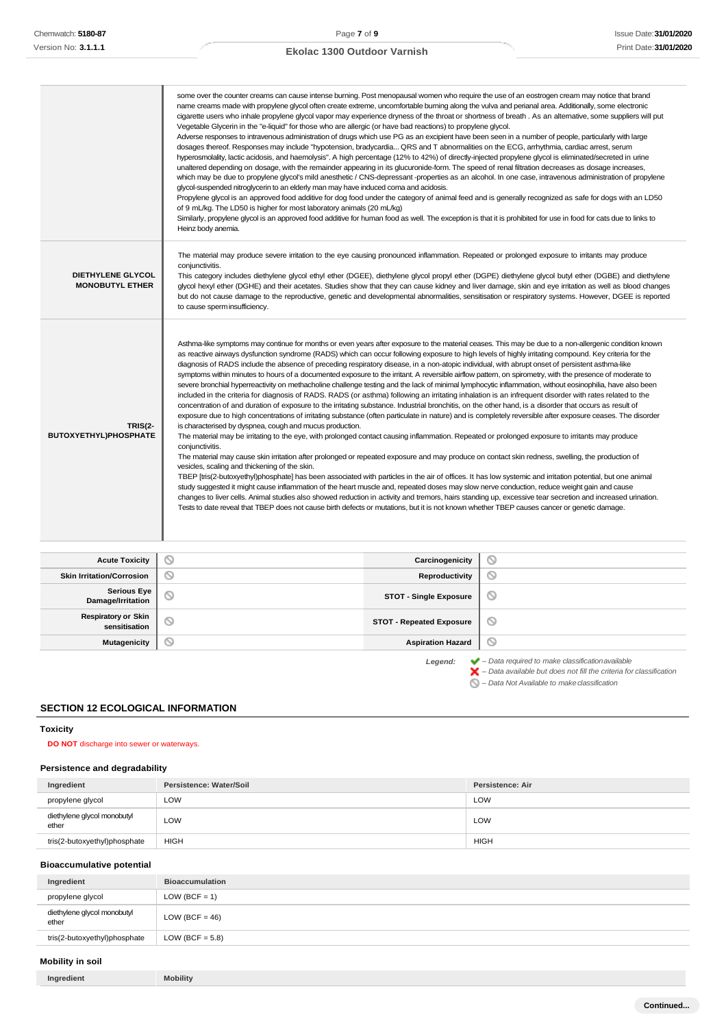| | |
|---|---|
| | some over the counter creams can cause intense burning. Post menopausal women who require the use of an eostrogen cream may notice that brand name creams made with propylene glycol often create extreme, uncomfortable burning along the vulva and perianal area. Additionally, some electronic cigarette users who inhale propylene glycol vapor may experience dryness of the throat or shortness of breath . As an alternative, some suppliers will put Vegetable Glycerin in the "e-liquid" for those who are allergic (or have bad reactions) to propylene glycol.<br>Adverse responses to intravenous administration of drugs which use PG as an excipient have been seen in a number of people, particularly with large dosages thereof. Responses may include "hypotension, bradycardia... QRS and T abnormalities on the ECG, arrhythmia, cardiac arrest, serum hyperosmolality, lactic acidosis, and haemolysis". A high percentage (12% to 42%) of directly-injected propylene glycol is eliminated/secreted in urine unaltered depending on dosage, with the remainder appearing in its glucuronide-form. The speed of renal filtration decreases as dosage increases, which may be due to propylene glycol's mild anesthetic / CNS-depressant -properties as an alcohol. In one case, intravenous administration of propylene glycol-suspended nitroglycerin to an elderly man may have induced coma and acidosis.<br>Propylene glycol is an approved food additive for dog food under the category of animal feed and is generally recognized as safe for dogs with an LD50 of 9 mL/kg. The LD50 is higher for most laboratory animals (20 mL/kg)<br>Similarly, propylene glycol is an approved food additive for human food as well. The exception is that it is prohibited for use in food for cats due to links to Heinz body anemia. |
| **DIETHYLENE GLYCOL MONOBUTYL ETHER** | The material may produce severe irritation to the eye causing pronounced inflammation. Repeated or prolonged exposure to irritants may produce conjunctivitis.<br>This category includes diethylene glycol ethyl ether (DGEE), diethylene glycol propyl ether (DGPE) diethylene glycol butyl ether (DGBE) and diethylene glycol hexyl ether (DGHE) and their acetates. Studies show that they can cause kidney and liver damage, skin and eye irritation as well as blood changes but do not cause damage to the reproductive, genetic and developmental abnormalities, sensitisation or respiratory systems. However, DGEE is reported to cause sperm insufficiency. |
| **TRIS(2-BUTOXYETHYL)PHOSPHATE** | Asthma-like symptoms may continue for months or even years after exposure to the material ceases. This may be due to a non-allergenic condition known as reactive airways dysfunction syndrome (RADS) which can occur following exposure to high levels of highly irritating compound. Key criteria for the diagnosis of RADS include the absence of preceding respiratory disease, in a non-atopic individual, with abrupt onset of persistent asthma-like symptoms within minutes to hours of a documented exposure to the irritant. A reversible airflow pattern, on spirometry, with the presence of moderate to severe bronchial hyperreactivity on methacholine challenge testing and the lack of minimal lymphocytic inflammation, without eosinophilia, have also been included in the criteria for diagnosis of RADS. RADS (or asthma) following an irritating inhalation is an infrequent disorder with rates related to the concentration of and duration of exposure to the irritating substance. Industrial bronchitis, on the other hand, is a disorder that occurs as result of exposure due to high concentrations of irritating substance (often particulate in nature) and is completely reversible after exposure ceases. The disorder is characterised by dyspnea, cough and mucus production.<br>The material may be irritating to the eye, with prolonged contact causing inflammation. Repeated or prolonged exposure to irritants may produce conjunctivitis.<br>The material may cause skin irritation after prolonged or repeated exposure and may produce on contact skin redness, swelling, the production of vesicles, scaling and thickening of the skin.<br>TBEP [tris(2-butoxyethyl)phosphate] has been associated with particles in the air of offices. It has low systemic and irritation potential, but one animal study suggested it might cause inflammation of the heart muscle and, repeated doses may slow nerve conduction, reduce weight gain and cause changes to liver cells. Animal studies also showed reduction in activity and tremors, hairs standing up, excessive tear secretion and increased urination. Tests to date reveal that TBEP does not cause birth defects or mutations, but it is not known whether TBEP causes cancer or genetic damage. |

| | | | |
|---|---|---|---|
| **Acute Toxicity** | ⃠ | **Carcinogenicity** | ⃠ |
| **Skin Irritation/Corrosion** | ⃠ | **Reproductivity** | ⃠ |
| **Serious Eye Damage/Irritation** | ⃠ | **STOT - Single Exposure** | ⃠ |
| **Respiratory or Skin sensitisation** | ⃠ | **STOT - Repeated Exposure** | ⃠ |
| **Mutagenicity** | ⃠ | **Aspiration Hazard** | ⃠ |

***Legend:*** ✔ *– Data required to make classification available*
✖ *– Data available but does not fill the criteria for classification*
⃠ *– Data Not Available to make classification*

## SECTION 12 ECOLOGICAL INFORMATION

### Toxicity

**DO NOT** discharge into sewer or waterways.

### Persistence and degradability

| Ingredient | Persistence: Water/Soil | Persistence: Air |
|---|---|---|
| propylene glycol | LOW | LOW |
| diethylene glycol monobutyl ether | LOW | LOW |
| tris(2-butoxyethyl)phosphate | HIGH | HIGH |

### Bioaccumulative potential

| Ingredient | Bioaccumulation |
|---|---|
| propylene glycol | LOW (BCF = 1) |
| diethylene glycol monobutyl ether | LOW (BCF = 46) |
| tris(2-butoxyethyl)phosphate | LOW (BCF = 5.8) |

### Mobility in soil

| Ingredient | Mobility |
|---|---|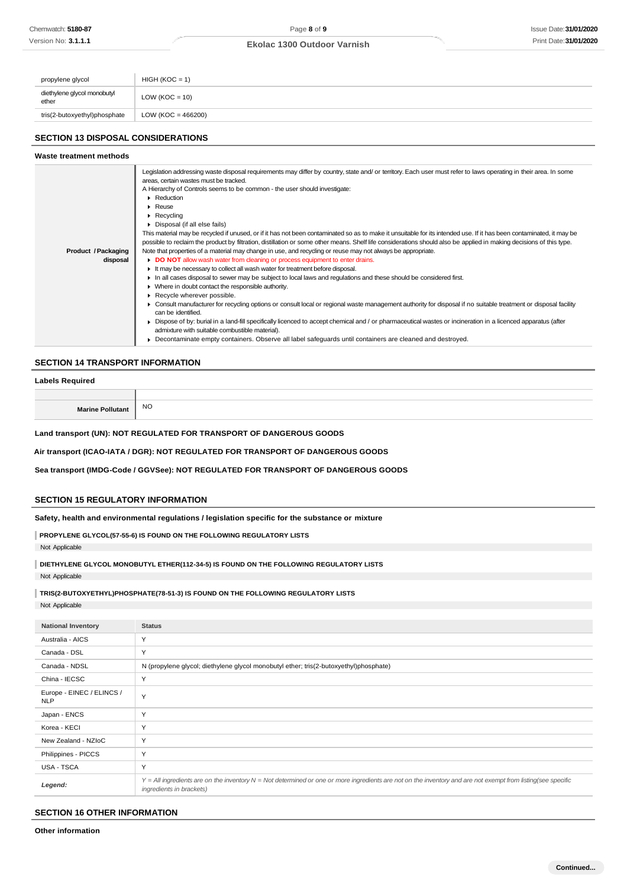| propylene glycol | HIGH (KOC = 1) |
|---|---|
| diethylene glycol monobutyl ether | LOW (KOC = 10) |
| tris(2-butoxyethyl)phosphate | LOW (KOC = 466200) |

## SECTION 13 DISPOSAL CONSIDERATIONS

### Waste treatment methods

| | |
|---|---|
| **Product / Packaging disposal** | Legislation addressing waste disposal requirements may differ by country, state and/ or territory. Each user must refer to laws operating in their area. In some areas, certain wastes must be tracked.<br>A Hierarchy of Controls seems to be common - the user should investigate:<br>▸ Reduction<br>▸ Reuse<br>▸ Recycling<br>▸ Disposal (if all else fails)<br>This material may be recycled if unused, or if it has not been contaminated so as to make it unsuitable for its intended use. If it has been contaminated, it may be possible to reclaim the product by filtration, distillation or some other means. Shelf life considerations should also be applied in making decisions of this type. Note that properties of a material may change in use, and recycling or reuse may not always be appropriate.<br>▸ **DO NOT** allow wash water from cleaning or process equipment to enter drains.<br>▸ It may be necessary to collect all wash water for treatment before disposal.<br>▸ In all cases disposal to sewer may be subject to local laws and regulations and these should be considered first.<br>▸ Where in doubt contact the responsible authority.<br>▸ Recycle wherever possible.<br>▸ Consult manufacturer for recycling options or consult local or regional waste management authority for disposal if no suitable treatment or disposal facility can be identified.<br>▸ Dispose of by: burial in a land-fill specifically licenced to accept chemical and / or pharmaceutical wastes or incineration in a licenced apparatus (after admixture with suitable combustible material).<br>▸ Decontaminate empty containers. Observe all label safeguards until containers are cleaned and destroyed. |

## SECTION 14 TRANSPORT INFORMATION

### Labels Required

| | |
|---|---|
| **Marine Pollutant** | NO |

**Land transport (UN): NOT REGULATED FOR TRANSPORT OF DANGEROUS GOODS**

**Air transport (ICAO-IATA / DGR): NOT REGULATED FOR TRANSPORT OF DANGEROUS GOODS**

**Sea transport (IMDG-Code / GGVSee): NOT REGULATED FOR TRANSPORT OF DANGEROUS GOODS**

## SECTION 15 REGULATORY INFORMATION

### Safety, health and environmental regulations / legislation specific for the substance or mixture

**PROPYLENE GLYCOL(57-55-6) IS FOUND ON THE FOLLOWING REGULATORY LISTS**

Not Applicable

**DIETHYLENE GLYCOL MONOBUTYL ETHER(112-34-5) IS FOUND ON THE FOLLOWING REGULATORY LISTS**

Not Applicable

**TRIS(2-BUTOXYETHYL)PHOSPHATE(78-51-3) IS FOUND ON THE FOLLOWING REGULATORY LISTS**

Not Applicable

| National Inventory | Status |
|---|---|
| Australia - AICS | Y |
| Canada - DSL | Y |
| Canada - NDSL | N (propylene glycol; diethylene glycol monobutyl ether; tris(2-butoxyethyl)phosphate) |
| China - IECSC | Y |
| Europe - EINEC / ELINCS / NLP | Y |
| Japan - ENCS | Y |
| Korea - KECI | Y |
| New Zealand - NZIoC | Y |
| Philippines - PICCS | Y |
| USA - TSCA | Y |
| *Legend:* | *Y = All ingredients are on the inventory N = Not determined or one or more ingredients are not on the inventory and are not exempt from listing(see specific ingredients in brackets)* |

## SECTION 16 OTHER INFORMATION

### Other information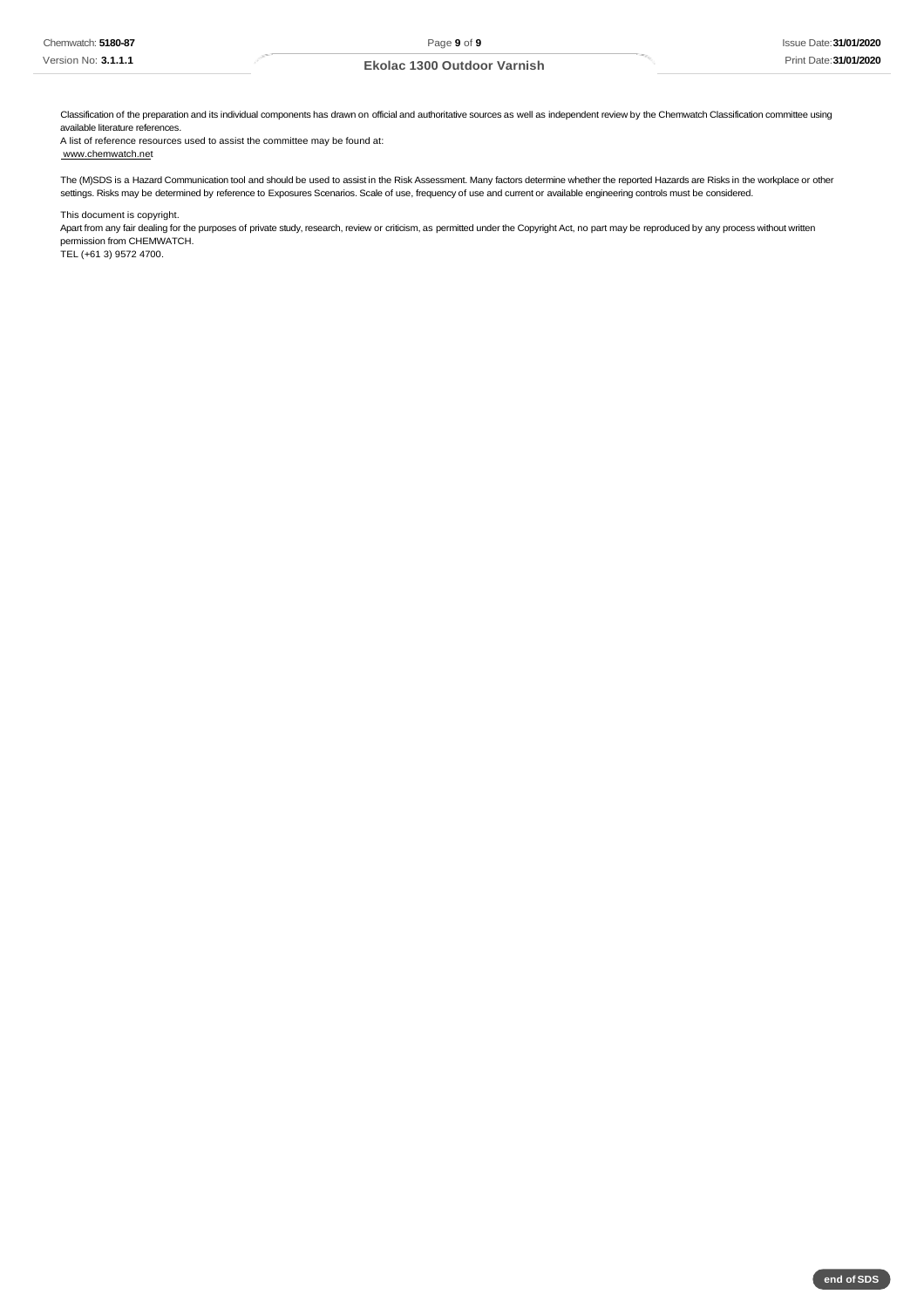Classification of the preparation and its individual components has drawn on official and authoritative sources as well as independent review by the Chemwatch Classification committee using available literature references.
A list of reference resources used to assist the committee may be found at:
www.chemwatch.net

The (M)SDS is a Hazard Communication tool and should be used to assist in the Risk Assessment. Many factors determine whether the reported Hazards are Risks in the workplace or other settings. Risks may be determined by reference to Exposures Scenarios. Scale of use, frequency of use and current or available engineering controls must be considered.

This document is copyright.
Apart from any fair dealing for the purposes of private study, research, review or criticism, as permitted under the Copyright Act, no part may be reproduced by any process without written permission from CHEMWATCH.
TEL (+61 3) 9572 4700.

**end of SDS**